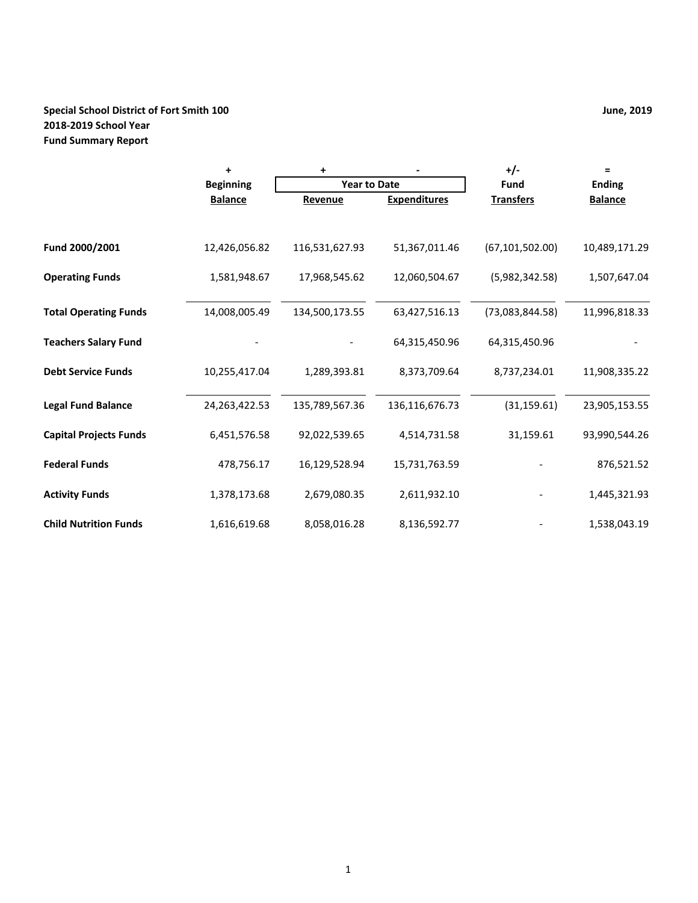**Special School District of Fort Smith 100**
**2018-2019 School Year**
**Fund Summary Report**

**June, 2019**

| | + | + | - | +/- | = |
|---|---|---|---|---|---|
| | **Beginning** | **Year to Date** | | **Fund** | **Ending** |
| | **Balance** | **Revenue** | **Expenditures** | **Transfers** | **Balance** |
| **Fund 2000/2001** | 12,426,056.82 | 116,531,627.93 | 51,367,011.46 | (67,101,502.00) | 10,489,171.29 |
| **Operating Funds** | 1,581,948.67 | 17,968,545.62 | 12,060,504.67 | (5,982,342.58) | 1,507,647.04 |
| **Total Operating Funds** | 14,008,005.49 | 134,500,173.55 | 63,427,516.13 | (73,083,844.58) | 11,996,818.33 |
| **Teachers Salary Fund** | - | - | 64,315,450.96 | 64,315,450.96 | - |
| **Debt Service Funds** | 10,255,417.04 | 1,289,393.81 | 8,373,709.64 | 8,737,234.01 | 11,908,335.22 |
| **Legal Fund Balance** | 24,263,422.53 | 135,789,567.36 | 136,116,676.73 | (31,159.61) | 23,905,153.55 |
| **Capital Projects Funds** | 6,451,576.58 | 92,022,539.65 | 4,514,731.58 | 31,159.61 | 93,990,544.26 |
| **Federal Funds** | 478,756.17 | 16,129,528.94 | 15,731,763.59 | - | 876,521.52 |
| **Activity Funds** | 1,378,173.68 | 2,679,080.35 | 2,611,932.10 | - | 1,445,321.93 |
| **Child Nutrition Funds** | 1,616,619.68 | 8,058,016.28 | 8,136,592.77 | - | 1,538,043.19 |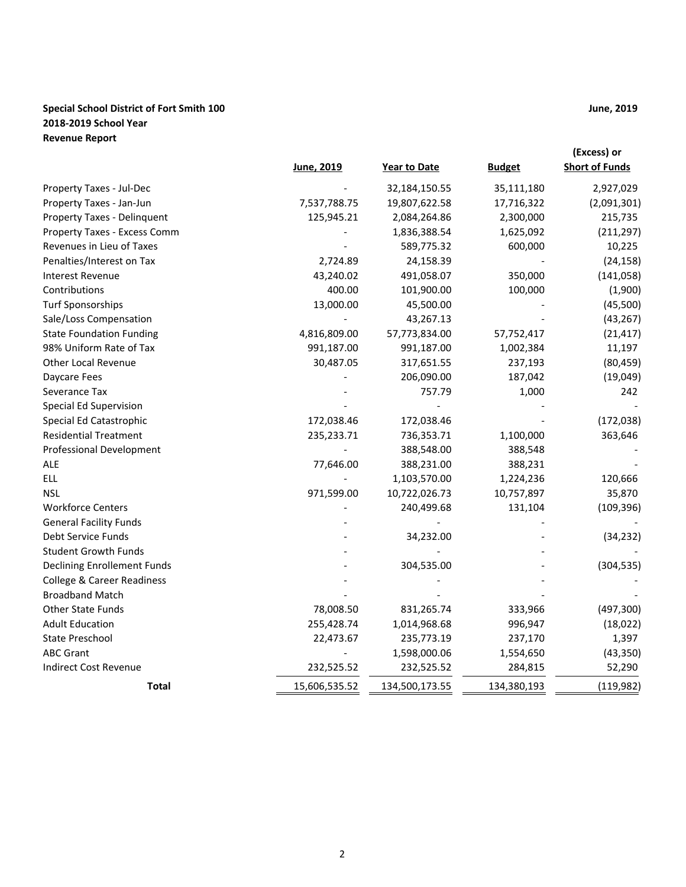**Special School District of Fort Smith 100**
**2018-2019 School Year**
**Revenue Report**

**June, 2019**

| | June, 2019 | Year to Date | Budget | (Excess) or Short of Funds |
|---|---|---|---|---|
| Property Taxes - Jul-Dec | - | 32,184,150.55 | 35,111,180 | 2,927,029 |
| Property Taxes - Jan-Jun | 7,537,788.75 | 19,807,622.58 | 17,716,322 | (2,091,301) |
| Property Taxes - Delinquent | 125,945.21 | 2,084,264.86 | 2,300,000 | 215,735 |
| Property Taxes - Excess Comm | - | 1,836,388.54 | 1,625,092 | (211,297) |
| Revenues in Lieu of Taxes | - | 589,775.32 | 600,000 | 10,225 |
| Penalties/Interest on Tax | 2,724.89 | 24,158.39 | - | (24,158) |
| Interest Revenue | 43,240.02 | 491,058.07 | 350,000 | (141,058) |
| Contributions | 400.00 | 101,900.00 | 100,000 | (1,900) |
| Turf Sponsorships | 13,000.00 | 45,500.00 | - | (45,500) |
| Sale/Loss Compensation | - | 43,267.13 | - | (43,267) |
| State Foundation Funding | 4,816,809.00 | 57,773,834.00 | 57,752,417 | (21,417) |
| 98% Uniform Rate of Tax | 991,187.00 | 991,187.00 | 1,002,384 | 11,197 |
| Other Local Revenue | 30,487.05 | 317,651.55 | 237,193 | (80,459) |
| Daycare Fees | - | 206,090.00 | 187,042 | (19,049) |
| Severance Tax | - | 757.79 | 1,000 | 242 |
| Special Ed Supervision | - | - | - | - |
| Special Ed Catastrophic | 172,038.46 | 172,038.46 | - | (172,038) |
| Residential Treatment | 235,233.71 | 736,353.71 | 1,100,000 | 363,646 |
| Professional Development | - | 388,548.00 | 388,548 | - |
| ALE | 77,646.00 | 388,231.00 | 388,231 | - |
| ELL | - | 1,103,570.00 | 1,224,236 | 120,666 |
| NSL | 971,599.00 | 10,722,026.73 | 10,757,897 | 35,870 |
| Workforce Centers | - | 240,499.68 | 131,104 | (109,396) |
| General Facility Funds | - | - | - | - |
| Debt Service Funds | - | 34,232.00 | - | (34,232) |
| Student Growth Funds | - | - | - | - |
| Declining Enrollement Funds | - | 304,535.00 | - | (304,535) |
| College & Career Readiness | - | - | - | - |
| Broadband Match | - | - | - | - |
| Other State Funds | 78,008.50 | 831,265.74 | 333,966 | (497,300) |
| Adult Education | 255,428.74 | 1,014,968.68 | 996,947 | (18,022) |
| State Preschool | 22,473.67 | 235,773.19 | 237,170 | 1,397 |
| ABC Grant | - | 1,598,000.06 | 1,554,650 | (43,350) |
| Indirect Cost Revenue | 232,525.52 | 232,525.52 | 284,815 | 52,290 |
| **Total** | 15,606,535.52 | 134,500,173.55 | 134,380,193 | (119,982) |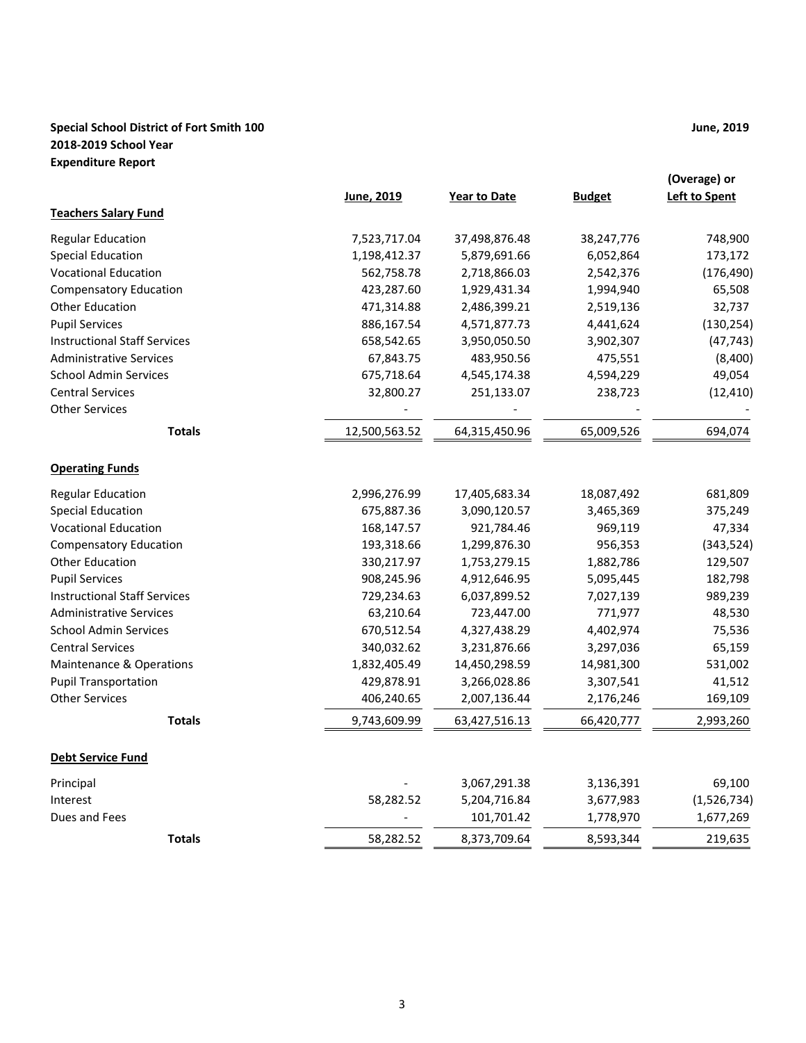**Special School District of Fort Smith 100** **June, 2019**
**2018-2019 School Year**
**Expenditure Report**

| | June, 2019 | Year to Date | Budget | (Overage) or Left to Spent |
|---|---|---|---|---|
| **Teachers Salary Fund** | | | | |
| Regular Education | 7,523,717.04 | 37,498,876.48 | 38,247,776 | 748,900 |
| Special Education | 1,198,412.37 | 5,879,691.66 | 6,052,864 | 173,172 |
| Vocational Education | 562,758.78 | 2,718,866.03 | 2,542,376 | (176,490) |
| Compensatory Education | 423,287.60 | 1,929,431.34 | 1,994,940 | 65,508 |
| Other Education | 471,314.88 | 2,486,399.21 | 2,519,136 | 32,737 |
| Pupil Services | 886,167.54 | 4,571,877.73 | 4,441,624 | (130,254) |
| Instructional Staff Services | 658,542.65 | 3,950,050.50 | 3,902,307 | (47,743) |
| Administrative Services | 67,843.75 | 483,950.56 | 475,551 | (8,400) |
| School Admin Services | 675,718.64 | 4,545,174.38 | 4,594,229 | 49,054 |
| Central Services | 32,800.27 | 251,133.07 | 238,723 | (12,410) |
| Other Services | - | - | - | - |
| **Totals** | 12,500,563.52 | 64,315,450.96 | 65,009,526 | 694,074 |
| **Operating Funds** | | | | |
| Regular Education | 2,996,276.99 | 17,405,683.34 | 18,087,492 | 681,809 |
| Special Education | 675,887.36 | 3,090,120.57 | 3,465,369 | 375,249 |
| Vocational Education | 168,147.57 | 921,784.46 | 969,119 | 47,334 |
| Compensatory Education | 193,318.66 | 1,299,876.30 | 956,353 | (343,524) |
| Other Education | 330,217.97 | 1,753,279.15 | 1,882,786 | 129,507 |
| Pupil Services | 908,245.96 | 4,912,646.95 | 5,095,445 | 182,798 |
| Instructional Staff Services | 729,234.63 | 6,037,899.52 | 7,027,139 | 989,239 |
| Administrative Services | 63,210.64 | 723,447.00 | 771,977 | 48,530 |
| School Admin Services | 670,512.54 | 4,327,438.29 | 4,402,974 | 75,536 |
| Central Services | 340,032.62 | 3,231,876.66 | 3,297,036 | 65,159 |
| Maintenance & Operations | 1,832,405.49 | 14,450,298.59 | 14,981,300 | 531,002 |
| Pupil Transportation | 429,878.91 | 3,266,028.86 | 3,307,541 | 41,512 |
| Other Services | 406,240.65 | 2,007,136.44 | 2,176,246 | 169,109 |
| **Totals** | 9,743,609.99 | 63,427,516.13 | 66,420,777 | 2,993,260 |
| **Debt Service Fund** | | | | |
| Principal | - | 3,067,291.38 | 3,136,391 | 69,100 |
| Interest | 58,282.52 | 5,204,716.84 | 3,677,983 | (1,526,734) |
| Dues and Fees | - | 101,701.42 | 1,778,970 | 1,677,269 |
| **Totals** | 58,282.52 | 8,373,709.64 | 8,593,344 | 219,635 |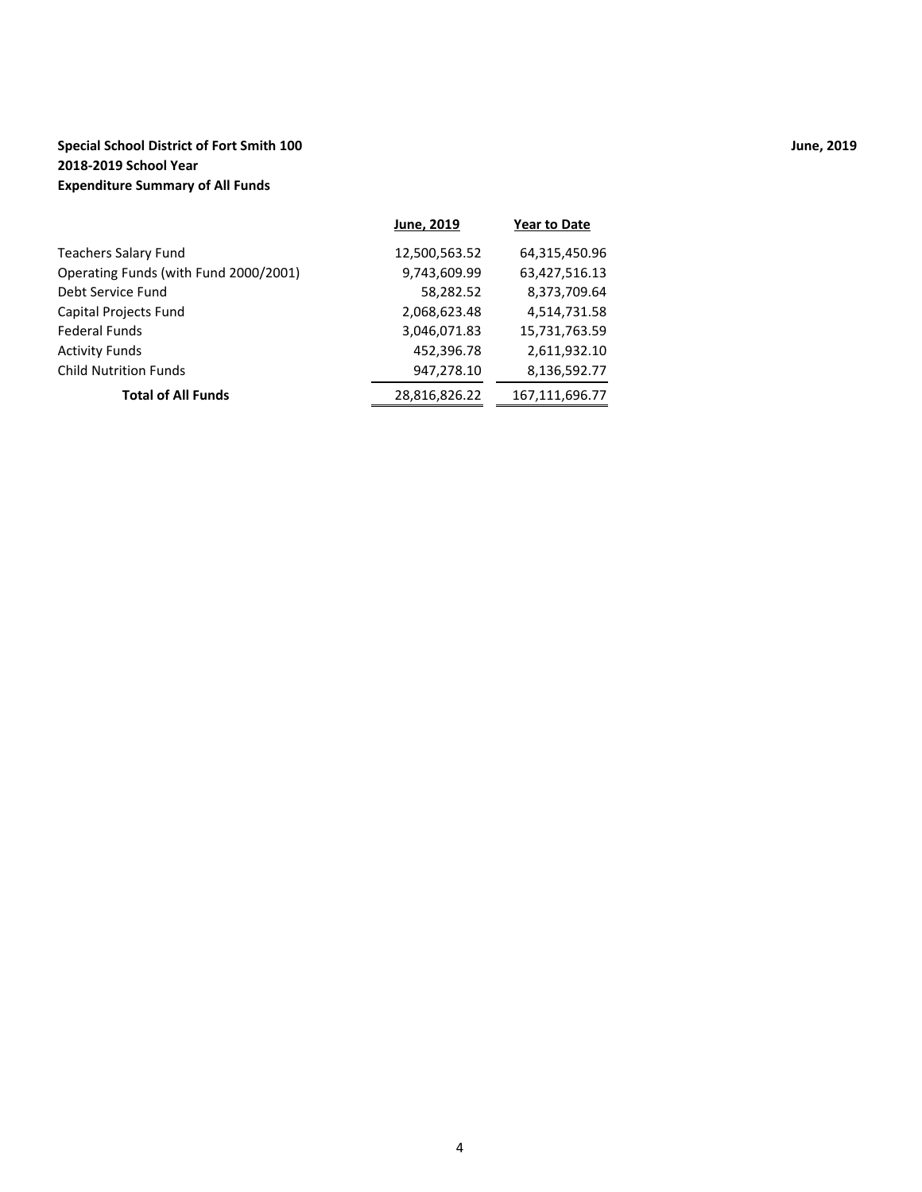**Special School District of Fort Smith 100** **June, 2019**

**2018-2019 School Year**

**Expenditure Summary of All Funds**

| | June, 2019 | Year to Date |
|---|---|---|
| Teachers Salary Fund | 12,500,563.52 | 64,315,450.96 |
| Operating Funds (with Fund 2000/2001) | 9,743,609.99 | 63,427,516.13 |
| Debt Service Fund | 58,282.52 | 8,373,709.64 |
| Capital Projects Fund | 2,068,623.48 | 4,514,731.58 |
| Federal Funds | 3,046,071.83 | 15,731,763.59 |
| Activity Funds | 452,396.78 | 2,611,932.10 |
| Child Nutrition Funds | 947,278.10 | 8,136,592.77 |
| **Total of All Funds** | 28,816,826.22 | 167,111,696.77 |